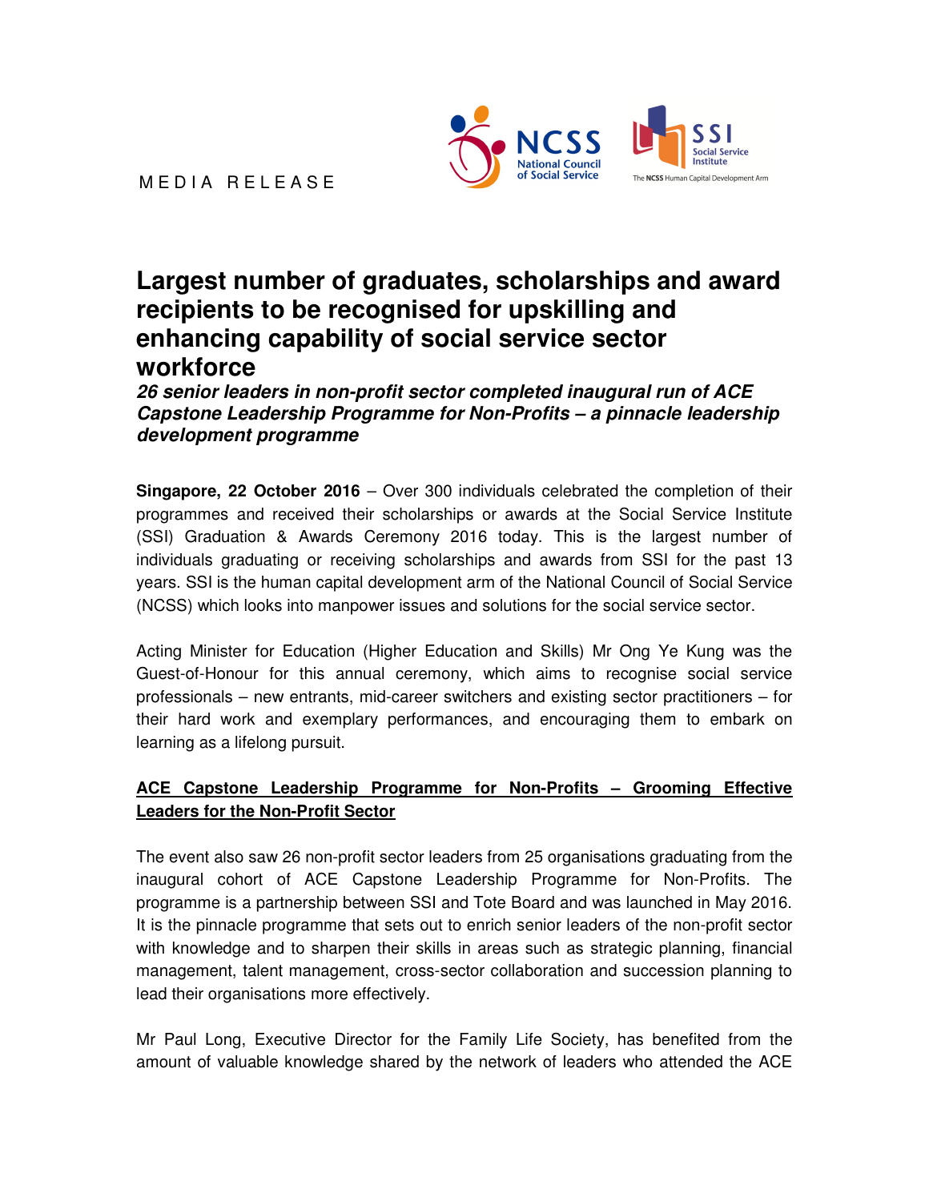MEDIA RELEASE

# Largest number of graduates, scholarships and award recipients to be recognised for upskilling and enhancing capability of social service sector workforce

***26 senior leaders in non-profit sector completed inaugural run of ACE Capstone Leadership Programme for Non-Profits – a pinnacle leadership development programme***

**Singapore, 22 October 2016** – Over 300 individuals celebrated the completion of their programmes and received their scholarships or awards at the Social Service Institute (SSI) Graduation & Awards Ceremony 2016 today. This is the largest number of individuals graduating or receiving scholarships and awards from SSI for the past 13 years. SSI is the human capital development arm of the National Council of Social Service (NCSS) which looks into manpower issues and solutions for the social service sector.

Acting Minister for Education (Higher Education and Skills) Mr Ong Ye Kung was the Guest-of-Honour for this annual ceremony, which aims to recognise social service professionals – new entrants, mid-career switchers and existing sector practitioners – for their hard work and exemplary performances, and encouraging them to embark on learning as a lifelong pursuit.

## ACE Capstone Leadership Programme for Non-Profits – Grooming Effective Leaders for the Non-Profit Sector

The event also saw 26 non-profit sector leaders from 25 organisations graduating from the inaugural cohort of ACE Capstone Leadership Programme for Non-Profits. The programme is a partnership between SSI and Tote Board and was launched in May 2016. It is the pinnacle programme that sets out to enrich senior leaders of the non-profit sector with knowledge and to sharpen their skills in areas such as strategic planning, financial management, talent management, cross-sector collaboration and succession planning to lead their organisations more effectively.

Mr Paul Long, Executive Director for the Family Life Society, has benefited from the amount of valuable knowledge shared by the network of leaders who attended the ACE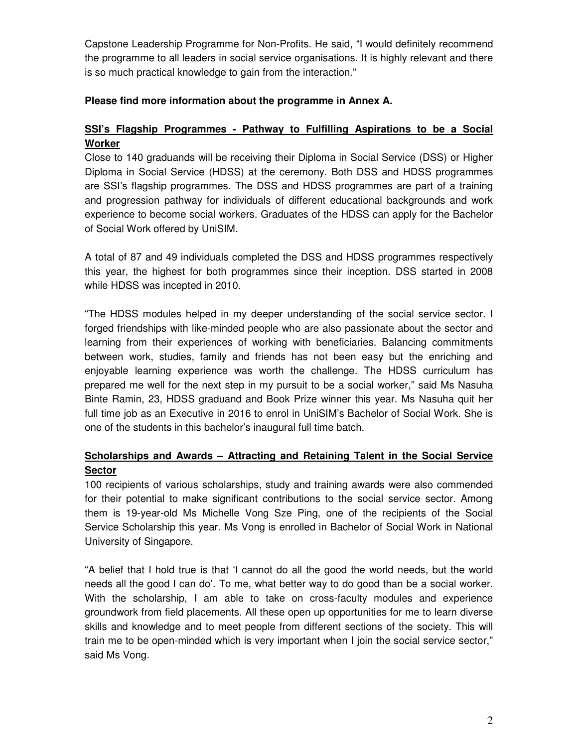Capstone Leadership Programme for Non-Profits. He said, "I would definitely recommend the programme to all leaders in social service organisations. It is highly relevant and there is so much practical knowledge to gain from the interaction."

**Please find more information about the programme in Annex A.**

## SSI's Flagship Programmes - Pathway to Fulfilling Aspirations to be a Social Worker

Close to 140 graduands will be receiving their Diploma in Social Service (DSS) or Higher Diploma in Social Service (HDSS) at the ceremony. Both DSS and HDSS programmes are SSI's flagship programmes. The DSS and HDSS programmes are part of a training and progression pathway for individuals of different educational backgrounds and work experience to become social workers. Graduates of the HDSS can apply for the Bachelor of Social Work offered by UniSIM.

A total of 87 and 49 individuals completed the DSS and HDSS programmes respectively this year, the highest for both programmes since their inception. DSS started in 2008 while HDSS was incepted in 2010.

"The HDSS modules helped in my deeper understanding of the social service sector. I forged friendships with like-minded people who are also passionate about the sector and learning from their experiences of working with beneficiaries. Balancing commitments between work, studies, family and friends has not been easy but the enriching and enjoyable learning experience was worth the challenge. The HDSS curriculum has prepared me well for the next step in my pursuit to be a social worker," said Ms Nasuha Binte Ramin, 23, HDSS graduand and Book Prize winner this year. Ms Nasuha quit her full time job as an Executive in 2016 to enrol in UniSIM's Bachelor of Social Work. She is one of the students in this bachelor's inaugural full time batch.

## Scholarships and Awards – Attracting and Retaining Talent in the Social Service Sector

100 recipients of various scholarships, study and training awards were also commended for their potential to make significant contributions to the social service sector. Among them is 19-year-old Ms Michelle Vong Sze Ping, one of the recipients of the Social Service Scholarship this year. Ms Vong is enrolled in Bachelor of Social Work in National University of Singapore.

"A belief that I hold true is that 'I cannot do all the good the world needs, but the world needs all the good I can do'. To me, what better way to do good than be a social worker. With the scholarship, I am able to take on cross-faculty modules and experience groundwork from field placements. All these open up opportunities for me to learn diverse skills and knowledge and to meet people from different sections of the society. This will train me to be open-minded which is very important when I join the social service sector," said Ms Vong.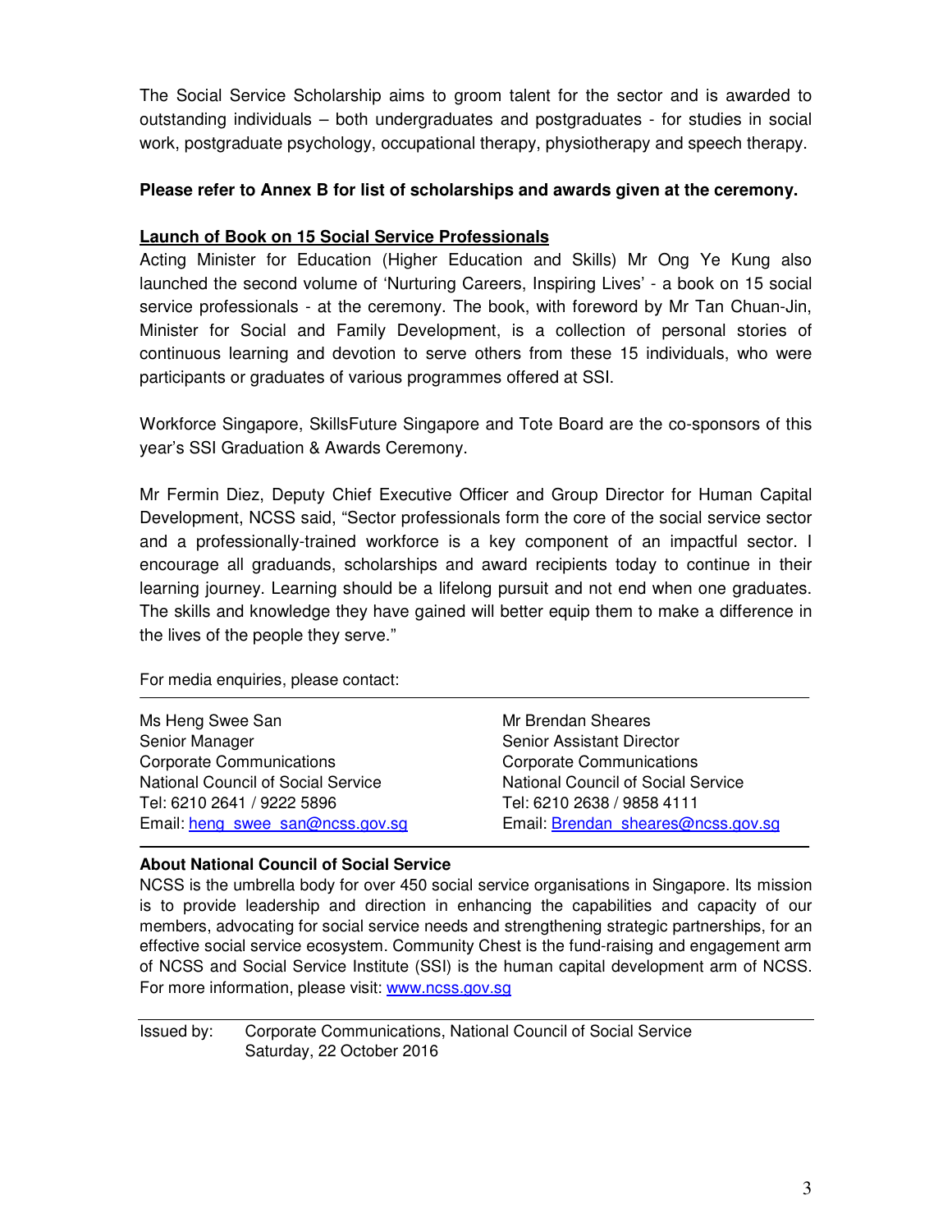The Social Service Scholarship aims to groom talent for the sector and is awarded to outstanding individuals – both undergraduates and postgraduates - for studies in social work, postgraduate psychology, occupational therapy, physiotherapy and speech therapy.

**Please refer to Annex B for list of scholarships and awards given at the ceremony.**

**Launch of Book on 15 Social Service Professionals**

Acting Minister for Education (Higher Education and Skills) Mr Ong Ye Kung also launched the second volume of 'Nurturing Careers, Inspiring Lives' - a book on 15 social service professionals - at the ceremony. The book, with foreword by Mr Tan Chuan-Jin, Minister for Social and Family Development, is a collection of personal stories of continuous learning and devotion to serve others from these 15 individuals, who were participants or graduates of various programmes offered at SSI.

Workforce Singapore, SkillsFuture Singapore and Tote Board are the co-sponsors of this year's SSI Graduation & Awards Ceremony.

Mr Fermin Diez, Deputy Chief Executive Officer and Group Director for Human Capital Development, NCSS said, "Sector professionals form the core of the social service sector and a professionally-trained workforce is a key component of an impactful sector. I encourage all graduands, scholarships and award recipients today to continue in their learning journey. Learning should be a lifelong pursuit and not end when one graduates. The skills and knowledge they have gained will better equip them to make a difference in the lives of the people they serve."

For media enquiries, please contact:

| | |
|---|---|
| Ms Heng Swee San | Mr Brendan Sheares |
| Senior Manager | Senior Assistant Director |
| Corporate Communications | Corporate Communications |
| National Council of Social Service | National Council of Social Service |
| Tel: 6210 2641 / 9222 5896 | Tel: 6210 2638 / 9858 4111 |
| Email: heng_swee_san@ncss.gov.sg | Email: Brendan_sheares@ncss.gov.sg |

**About National Council of Social Service**

NCSS is the umbrella body for over 450 social service organisations in Singapore. Its mission is to provide leadership and direction in enhancing the capabilities and capacity of our members, advocating for social service needs and strengthening strategic partnerships, for an effective social service ecosystem. Community Chest is the fund-raising and engagement arm of NCSS and Social Service Institute (SSI) is the human capital development arm of NCSS. For more information, please visit: www.ncss.gov.sg

Issued by: Corporate Communications, National Council of Social Service
Saturday, 22 October 2016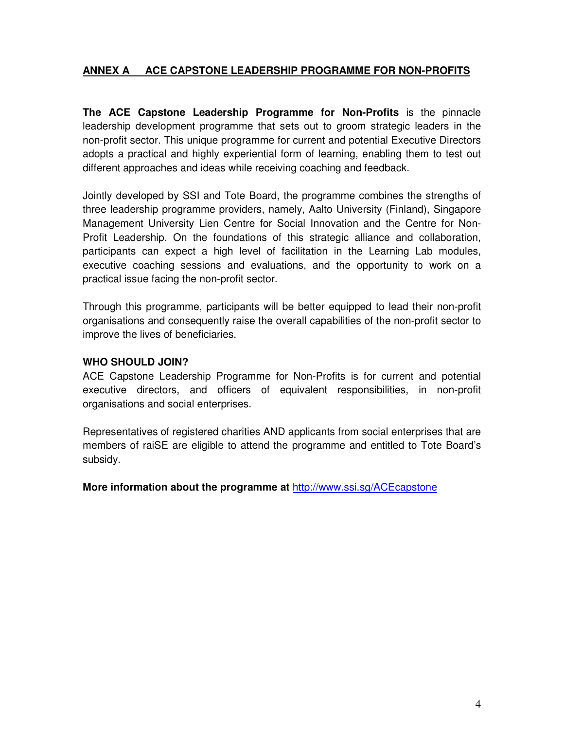## ANNEX A ACE CAPSTONE LEADERSHIP PROGRAMME FOR NON-PROFITS

**The ACE Capstone Leadership Programme for Non-Profits** is the pinnacle leadership development programme that sets out to groom strategic leaders in the non-profit sector. This unique programme for current and potential Executive Directors adopts a practical and highly experiential form of learning, enabling them to test out different approaches and ideas while receiving coaching and feedback.

Jointly developed by SSI and Tote Board, the programme combines the strengths of three leadership programme providers, namely, Aalto University (Finland), Singapore Management University Lien Centre for Social Innovation and the Centre for Non-Profit Leadership. On the foundations of this strategic alliance and collaboration, participants can expect a high level of facilitation in the Learning Lab modules, executive coaching sessions and evaluations, and the opportunity to work on a practical issue facing the non-profit sector.

Through this programme, participants will be better equipped to lead their non-profit organisations and consequently raise the overall capabilities of the non-profit sector to improve the lives of beneficiaries.

### WHO SHOULD JOIN?

ACE Capstone Leadership Programme for Non-Profits is for current and potential executive directors, and officers of equivalent responsibilities, in non-profit organisations and social enterprises.

Representatives of registered charities AND applicants from social enterprises that are members of raiSE are eligible to attend the programme and entitled to Tote Board's subsidy.

**More information about the programme at** [http://www.ssi.sg/ACEcapstone](http://www.ssi.sg/ACEcapstone)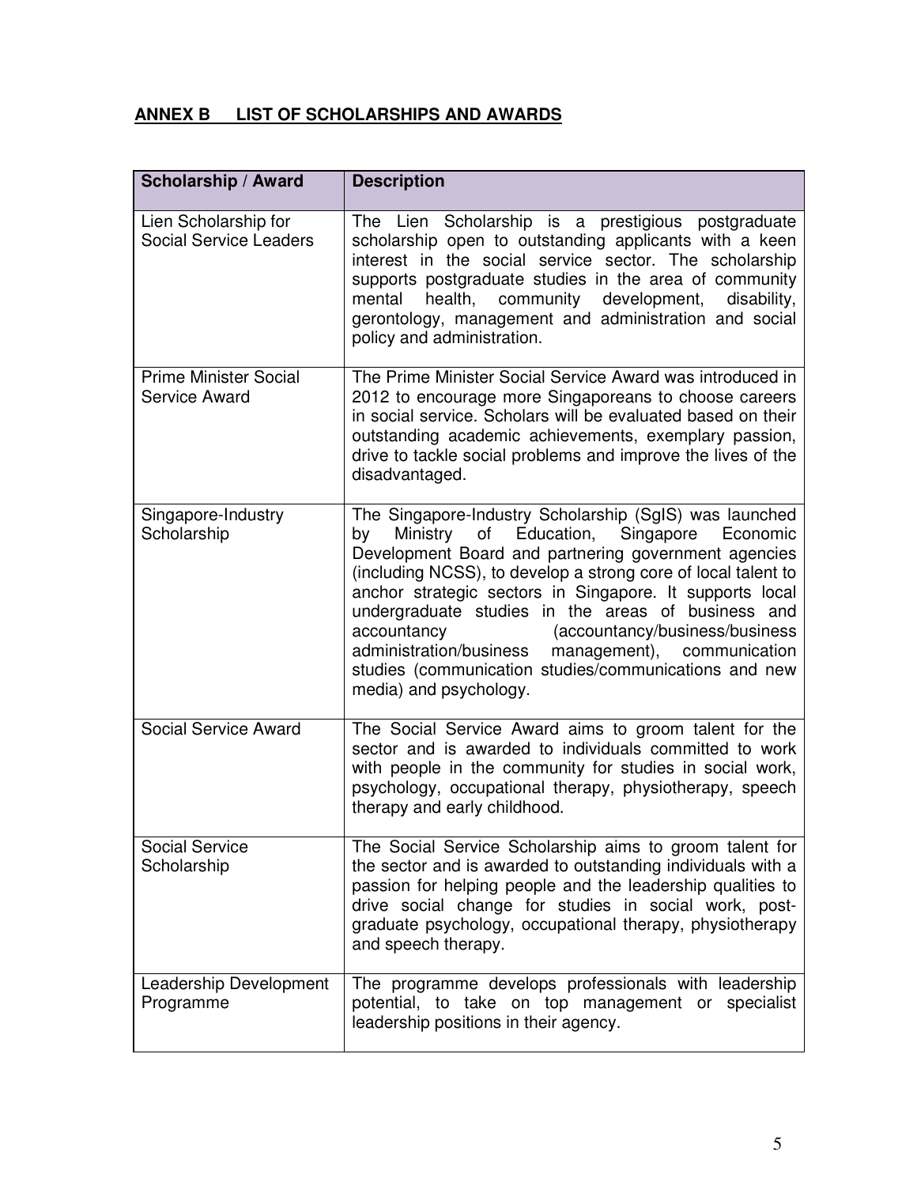## ANNEX B LIST OF SCHOLARSHIPS AND AWARDS

| Scholarship / Award | Description |
|---|---|
| Lien Scholarship for Social Service Leaders | The Lien Scholarship is a prestigious postgraduate scholarship open to outstanding applicants with a keen interest in the social service sector. The scholarship supports postgraduate studies in the area of community mental health, community development, disability, gerontology, management and administration and social policy and administration. |
| Prime Minister Social Service Award | The Prime Minister Social Service Award was introduced in 2012 to encourage more Singaporeans to choose careers in social service. Scholars will be evaluated based on their outstanding academic achievements, exemplary passion, drive to tackle social problems and improve the lives of the disadvantaged. |
| Singapore-Industry Scholarship | The Singapore-Industry Scholarship (SgIS) was launched by Ministry of Education, Singapore Economic Development Board and partnering government agencies (including NCSS), to develop a strong core of local talent to anchor strategic sectors in Singapore. It supports local undergraduate studies in the areas of business and accountancy (accountancy/business/business administration/business management), communication studies (communication studies/communications and new media) and psychology. |
| Social Service Award | The Social Service Award aims to groom talent for the sector and is awarded to individuals committed to work with people in the community for studies in social work, psychology, occupational therapy, physiotherapy, speech therapy and early childhood. |
| Social Service Scholarship | The Social Service Scholarship aims to groom talent for the sector and is awarded to outstanding individuals with a passion for helping people and the leadership qualities to drive social change for studies in social work, post-graduate psychology, occupational therapy, physiotherapy and speech therapy. |
| Leadership Development Programme | The programme develops professionals with leadership potential, to take on top management or specialist leadership positions in their agency. |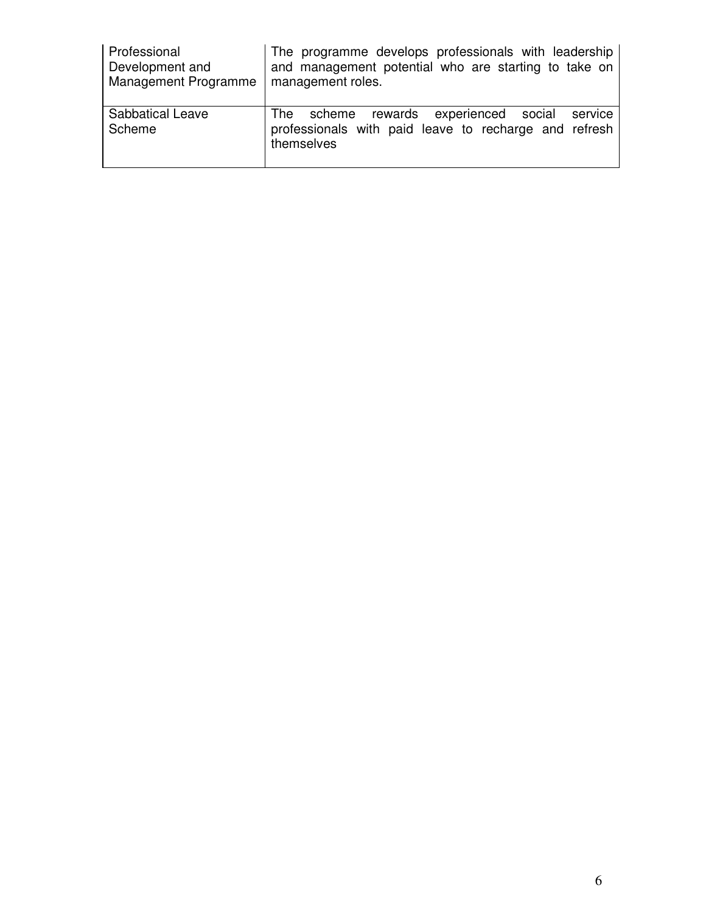| | |
|---|---|
| Professional Development and Management Programme | The programme develops professionals with leadership and management potential who are starting to take on management roles. |
| Sabbatical Leave Scheme | The scheme rewards experienced social service professionals with paid leave to recharge and refresh themselves |